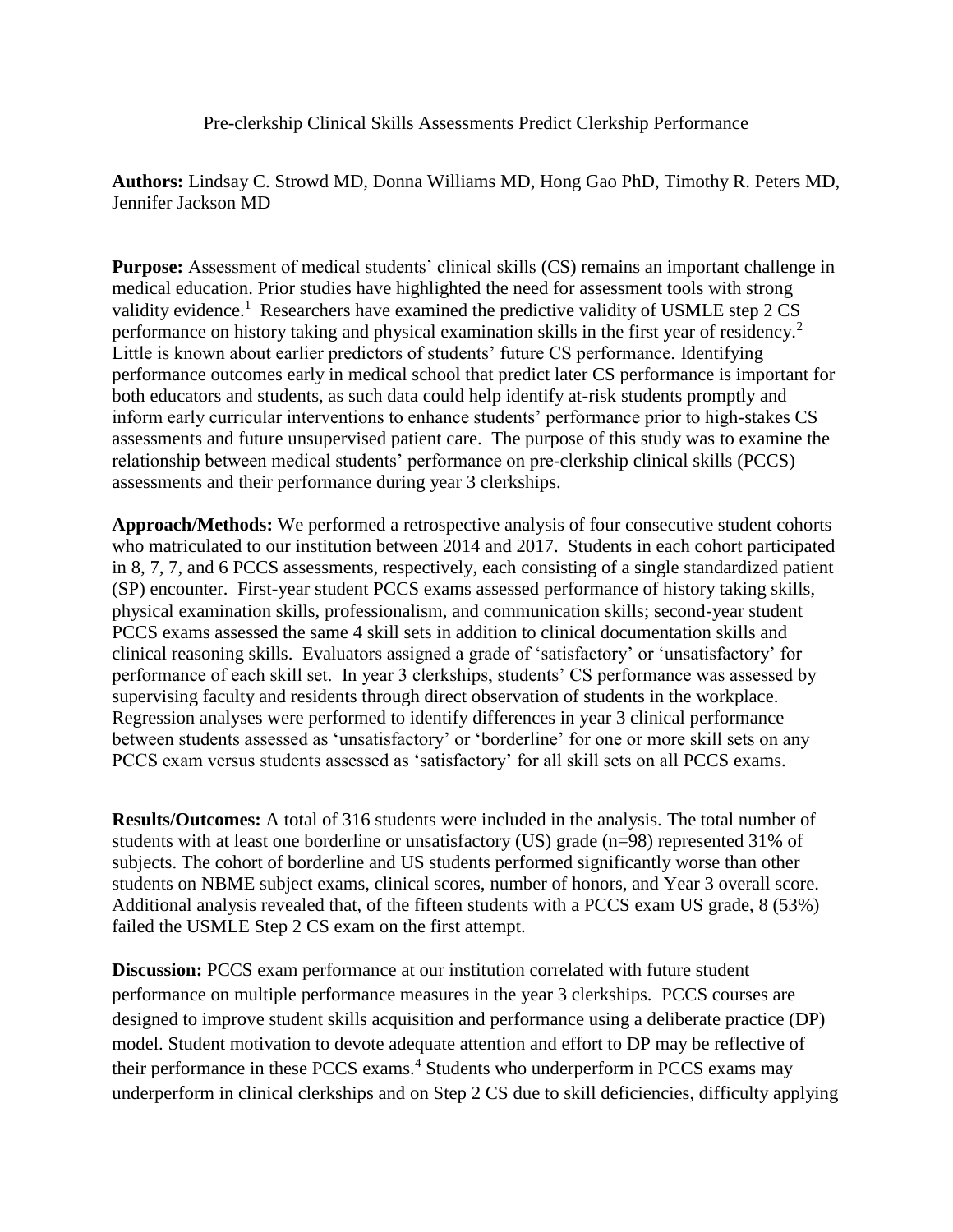# Pre-clerkship Clinical Skills Assessments Predict Clerkship Performance

**Authors:** Lindsay C. Strowd MD, Donna Williams MD, Hong Gao PhD, Timothy R. Peters MD, Jennifer Jackson MD

**Purpose:** Assessment of medical students' clinical skills (CS) remains an important challenge in medical education. Prior studies have highlighted the need for assessment tools with strong validity evidence.[1] Researchers have examined the predictive validity of USMLE step 2 CS performance on history taking and physical examination skills in the first year of residency.[2] Little is known about earlier predictors of students' future CS performance. Identifying performance outcomes early in medical school that predict later CS performance is important for both educators and students, as such data could help identify at-risk students promptly and inform early curricular interventions to enhance students' performance prior to high-stakes CS assessments and future unsupervised patient care. The purpose of this study was to examine the relationship between medical students' performance on pre-clerkship clinical skills (PCCS) assessments and their performance during year 3 clerkships.

**Approach/Methods:** We performed a retrospective analysis of four consecutive student cohorts who matriculated to our institution between 2014 and 2017. Students in each cohort participated in 8, 7, 7, and 6 PCCS assessments, respectively, each consisting of a single standardized patient (SP) encounter. First-year student PCCS exams assessed performance of history taking skills, physical examination skills, professionalism, and communication skills; second-year student PCCS exams assessed the same 4 skill sets in addition to clinical documentation skills and clinical reasoning skills. Evaluators assigned a grade of 'satisfactory' or 'unsatisfactory' for performance of each skill set. In year 3 clerkships, students' CS performance was assessed by supervising faculty and residents through direct observation of students in the workplace. Regression analyses were performed to identify differences in year 3 clinical performance between students assessed as 'unsatisfactory' or 'borderline' for one or more skill sets on any PCCS exam versus students assessed as 'satisfactory' for all skill sets on all PCCS exams.

**Results/Outcomes:** A total of 316 students were included in the analysis. The total number of students with at least one borderline or unsatisfactory (US) grade (n=98) represented 31% of subjects. The cohort of borderline and US students performed significantly worse than other students on NBME subject exams, clinical scores, number of honors, and Year 3 overall score. Additional analysis revealed that, of the fifteen students with a PCCS exam US grade, 8 (53%) failed the USMLE Step 2 CS exam on the first attempt.

**Discussion:** PCCS exam performance at our institution correlated with future student performance on multiple performance measures in the year 3 clerkships. PCCS courses are designed to improve student skills acquisition and performance using a deliberate practice (DP) model. Student motivation to devote adequate attention and effort to DP may be reflective of their performance in these PCCS exams.[4] Students who underperform in PCCS exams may underperform in clinical clerkships and on Step 2 CS due to skill deficiencies, difficulty applying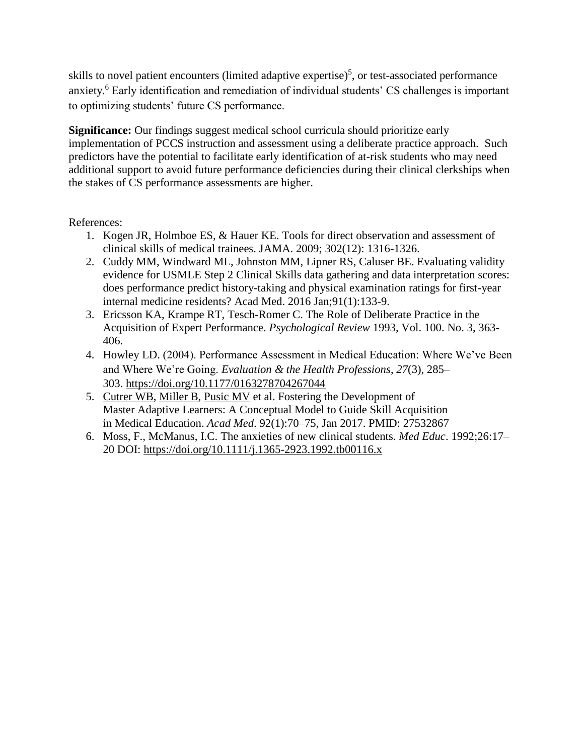skills to novel patient encounters (limited adaptive expertise)[5], or test-associated performance anxiety.[6] Early identification and remediation of individual students' CS challenges is important to optimizing students' future CS performance.

**Significance:** Our findings suggest medical school curricula should prioritize early implementation of PCCS instruction and assessment using a deliberate practice approach. Such predictors have the potential to facilitate early identification of at-risk students who may need additional support to avoid future performance deficiencies during their clinical clerkships when the stakes of CS performance assessments are higher.

References:

1. Kogen JR, Holmboe ES, & Hauer KE. Tools for direct observation and assessment of clinical skills of medical trainees. JAMA. 2009; 302(12): 1316-1326.
2. Cuddy MM, Windward ML, Johnston MM, Lipner RS, Caluser BE. Evaluating validity evidence for USMLE Step 2 Clinical Skills data gathering and data interpretation scores: does performance predict history-taking and physical examination ratings for first-year internal medicine residents? Acad Med. 2016 Jan;91(1):133-9.
3. Ericsson KA, Krampe RT, Tesch-Romer C. The Role of Deliberate Practice in the Acquisition of Expert Performance. *Psychological Review* 1993, Vol. 100. No. 3, 363-406.
4. Howley LD. (2004). Performance Assessment in Medical Education: Where We've Been and Where We're Going. *Evaluation & the Health Professions*, *27*(3), 285–303. https://doi.org/10.1177/0163278704267044
5. Cutrer WB, Miller B, Pusic MV et al. Fostering the Development of Master Adaptive Learners: A Conceptual Model to Guide Skill Acquisition in Medical Education. *Acad Med*. 92(1):70–75, Jan 2017. PMID: 27532867
6. Moss, F., McManus, I.C. The anxieties of new clinical students. *Med Educ*. 1992;26:17–20 DOI: https://doi.org/10.1111/j.1365-2923.1992.tb00116.x